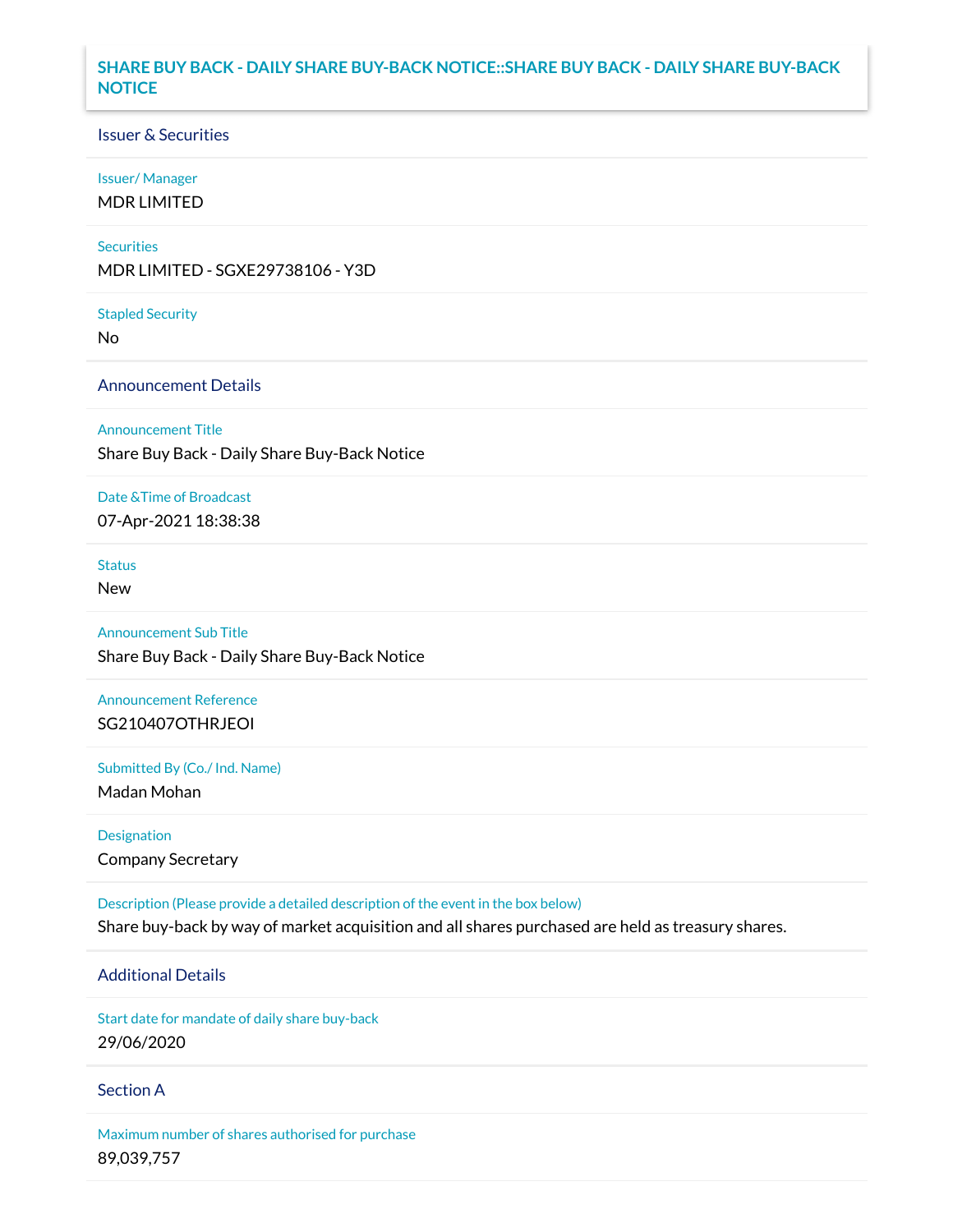# SHARE BUY BACK - DAILY SHARE BUY-BACK NOTICE::SHARE BUY BACK - DAILY SHARE BUY-BACK NOTICE

## Issuer & Securities

**Issuer/ Manager**

MDR LIMITED

**Securities**

MDR LIMITED - SGXE29738106 - Y3D

**Stapled Security**

No

## Announcement Details

**Announcement Title**

Share Buy Back - Daily Share Buy-Back Notice

**Date &Time of Broadcast**

07-Apr-2021 18:38:38

**Status**

New

**Announcement Sub Title**

Share Buy Back - Daily Share Buy-Back Notice

**Announcement Reference**

SG210407OTHRJEOI

**Submitted By (Co./ Ind. Name)**

Madan Mohan

**Designation**

Company Secretary

**Description (Please provide a detailed description of the event in the box below)**

Share buy-back by way of market acquisition and all shares purchased are held as treasury shares.

## Additional Details

**Start date for mandate of daily share buy-back**

29/06/2020

## Section A

**Maximum number of shares authorised for purchase**

89,039,757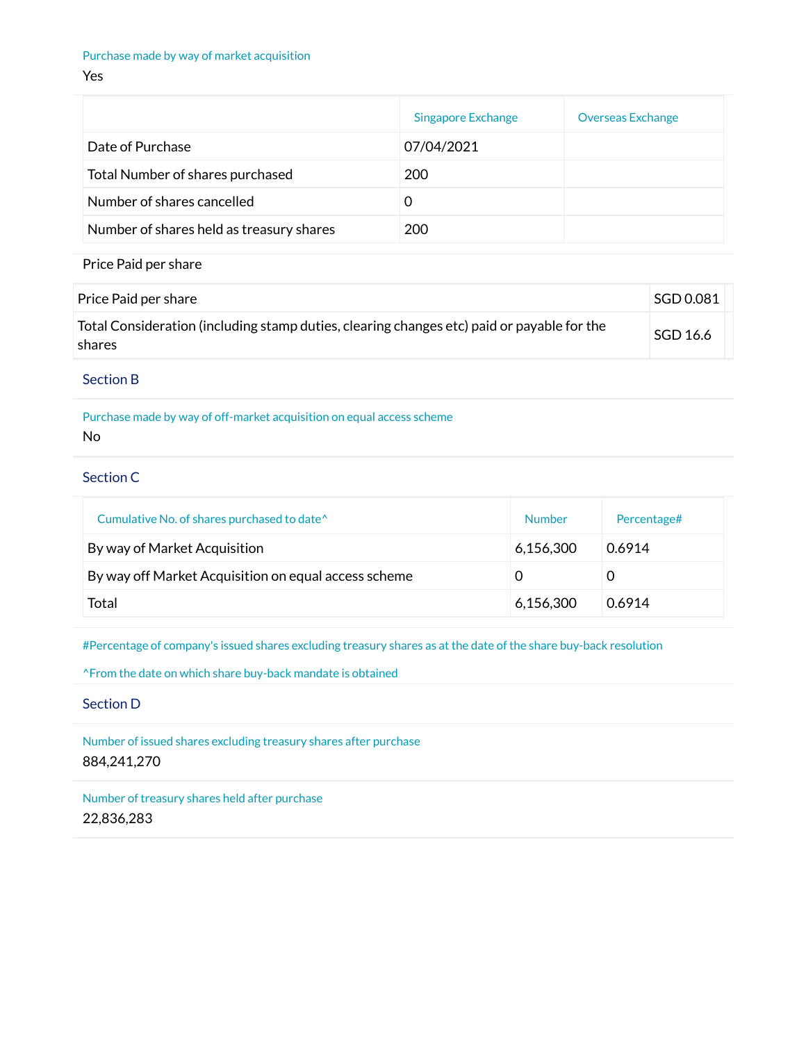Purchase made by way of market acquisition

Yes

| | Singapore Exchange | Overseas Exchange |
|---|---|---|
| Date of Purchase | 07/04/2021 | |
| Total Number of shares purchased | 200 | |
| Number of shares cancelled | 0 | |
| Number of shares held as treasury shares | 200 | |

Price Paid per share

| | |
|---|---|
| Price Paid per share | SGD 0.081 |
| Total Consideration (including stamp duties, clearing changes etc) paid or payable for the shares | SGD 16.6 |

## Section B

Purchase made by way of off-market acquisition on equal access scheme

No

## Section C

| Cumulative No. of shares purchased to date^ | Number | Percentage# |
|---|---|---|
| By way of Market Acquisition | 6,156,300 | 0.6914 |
| By way off Market Acquisition on equal access scheme | 0 | 0 |
| Total | 6,156,300 | 0.6914 |

#Percentage of company's issued shares excluding treasury shares as at the date of the share buy-back resolution

^From the date on which share buy-back mandate is obtained

## Section D

Number of issued shares excluding treasury shares after purchase

884,241,270

Number of treasury shares held after purchase

22,836,283